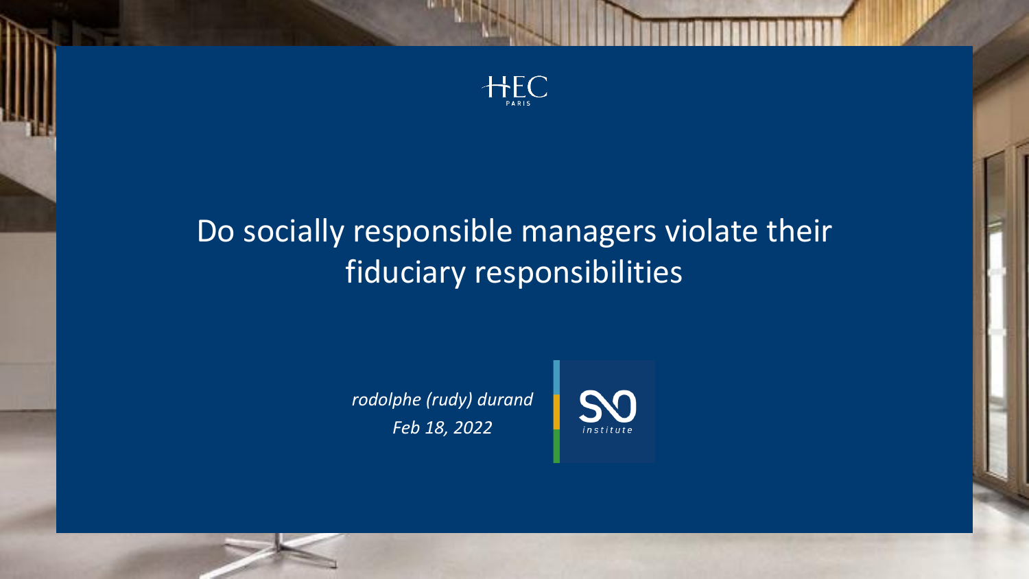HEC PARIS

# Do socially responsible managers violate their fiduciary responsibilities

*rodolphe (rudy) durand*
*Feb 18, 2022*

SO institute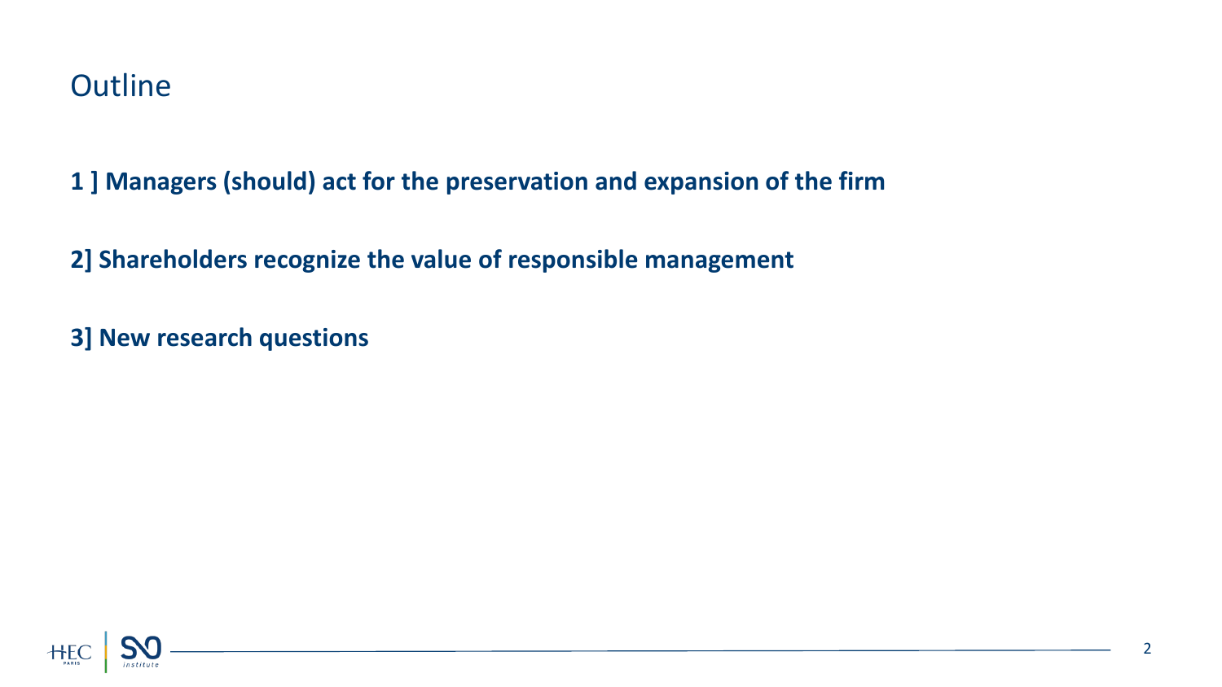# Outline

**1 ] Managers (should) act for the preservation and expansion of the firm**

**2] Shareholders recognize the value of responsible management**

**3] New research questions**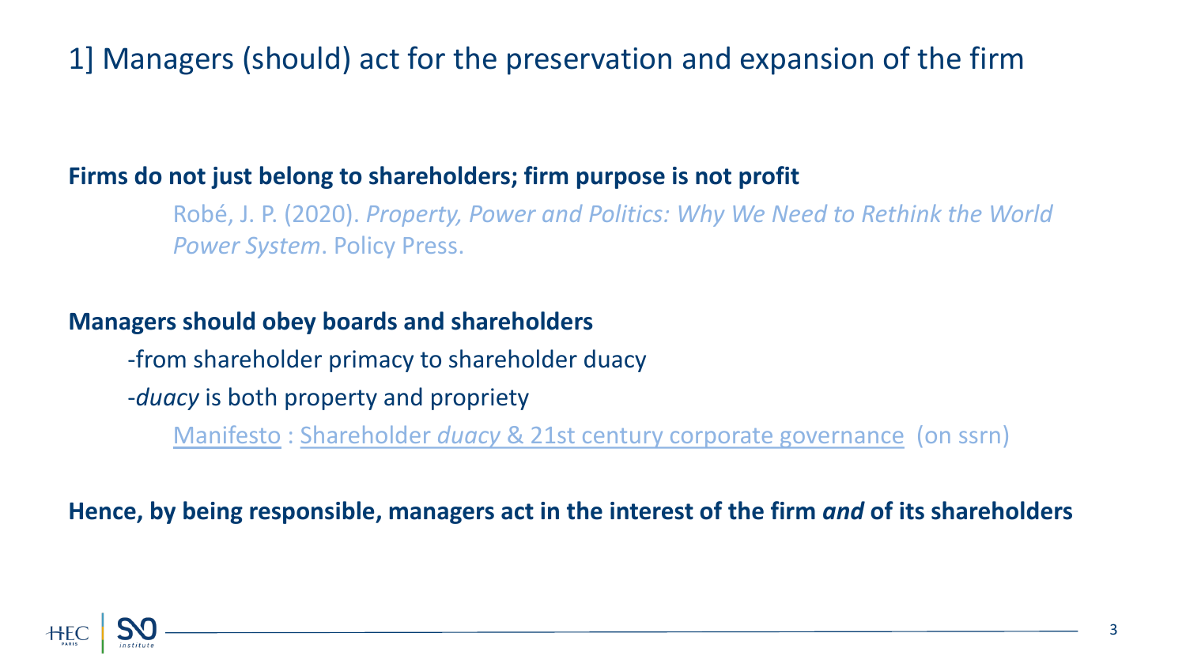# 1] Managers (should) act for the preservation and expansion of the firm

**Firms do not just belong to shareholders; firm purpose is not profit**

Robé, J. P. (2020). *Property, Power and Politics: Why We Need to Rethink the World Power System*. Policy Press.

**Managers should obey boards and shareholders**

- from shareholder primacy to shareholder duacy
- *duacy* is both property and propriety

Manifesto : Shareholder *duacy* & 21st century corporate governance (on ssrn)

**Hence, by being responsible, managers act in the interest of the firm *and* of its shareholders**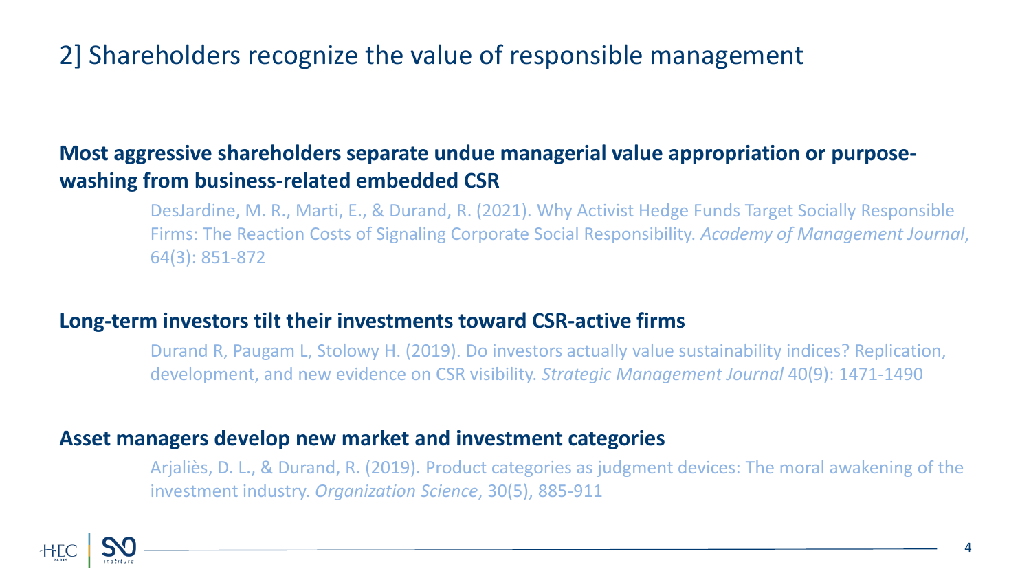# 2] Shareholders recognize the value of responsible management

**Most aggressive shareholders separate undue managerial value appropriation or purpose-washing from business-related embedded CSR**

DesJardine, M. R., Marti, E., & Durand, R. (2021). Why Activist Hedge Funds Target Socially Responsible Firms: The Reaction Costs of Signaling Corporate Social Responsibility. *Academy of Management Journal*, 64(3): 851-872

**Long-term investors tilt their investments toward CSR-active firms**

Durand R, Paugam L, Stolowy H. (2019). Do investors actually value sustainability indices? Replication, development, and new evidence on CSR visibility. *Strategic Management Journal* 40(9): 1471-1490

**Asset managers develop new market and investment categories**

Arjaliès, D. L., & Durand, R. (2019). Product categories as judgment devices: The moral awakening of the investment industry. *Organization Science*, 30(5), 885-911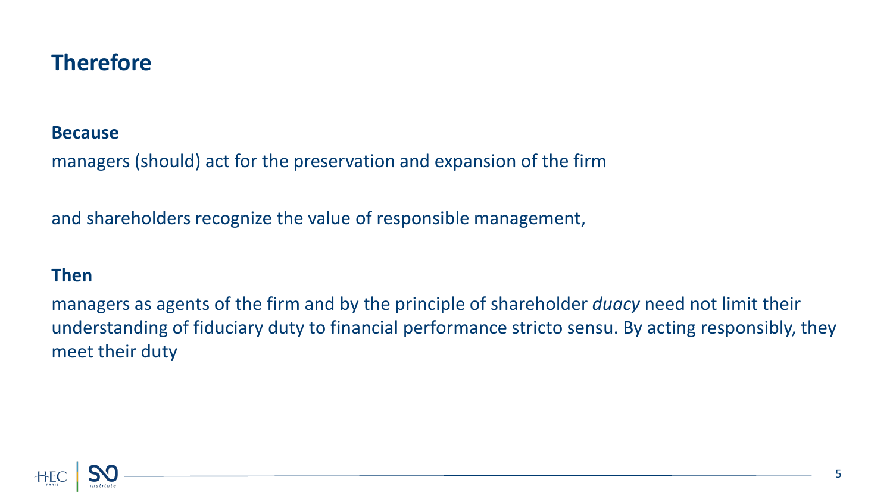# Therefore

**Because**

managers (should) act for the preservation and expansion of the firm

and shareholders recognize the value of responsible management,

**Then**

managers as agents of the firm and by the principle of shareholder *duacy* need not limit their understanding of fiduciary duty to financial performance stricto sensu. By acting responsibly, they meet their duty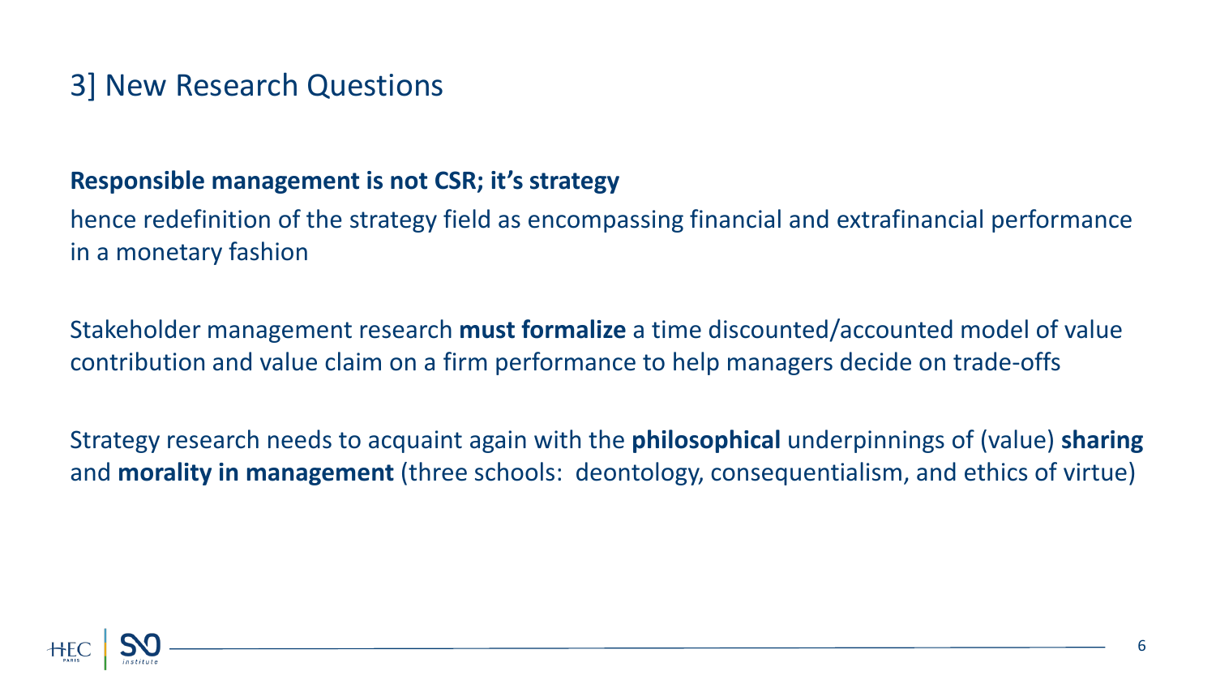## 3] New Research Questions

**Responsible management is not CSR; it's strategy**

hence redefinition of the strategy field as encompassing financial and extrafinancial performance in a monetary fashion

Stakeholder management research **must formalize** a time discounted/accounted model of value contribution and value claim on a firm performance to help managers decide on trade-offs

Strategy research needs to acquaint again with the **philosophical** underpinnings of (value) **sharing** and **morality in management** (three schools: deontology, consequentialism, and ethics of virtue)